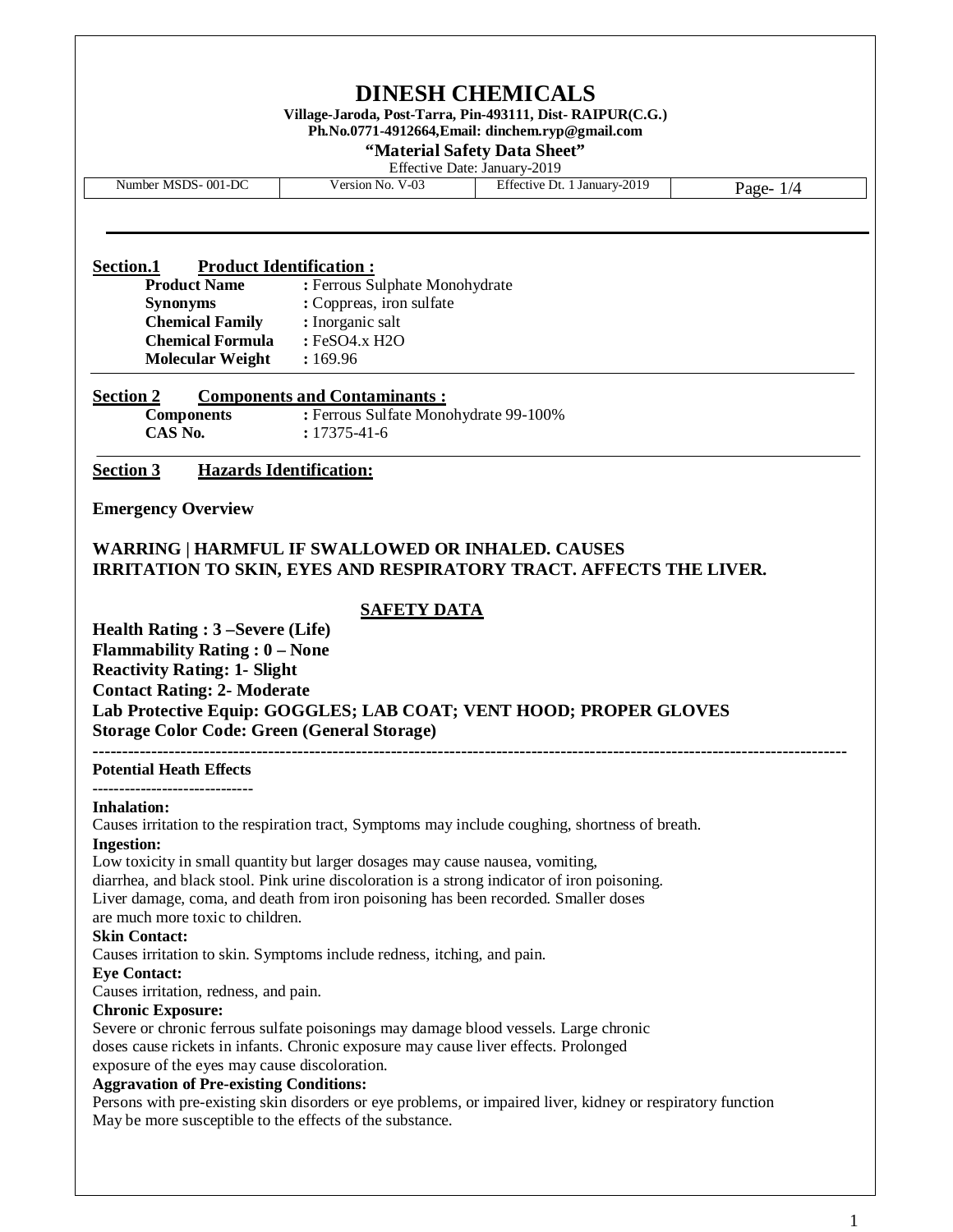# DINESH CHEMICALS

**Village-Jaroda, Post-Tarra, Pin-493111, Dist- RAIPUR(C.G.)**
**Ph.No.0771-4912664,Email: dinchem.ryp@gmail.com**

**"Material Safety Data Sheet"**

Effective Date: January-2019

| Number MSDS- 001-DC | Version No. V-03 | Effective Dt. 1 January-2019 | Page- 1/4 |
|---|---|---|---|

## Section.1 Product Identification :

**Product Name** : Ferrous Sulphate Monohydrate
**Synonyms** : Coppreas, iron sulfate
**Chemical Family** : Inorganic salt
**Chemical Formula** : $FeSO_4.x\ H_2O$
**Molecular Weight** : 169.96

## Section 2 Components and Contaminants :

**Components** : Ferrous Sulfate Monohydrate 99-100%
**CAS No.** : 17375-41-6

## Section 3 Hazards Identification:

**Emergency Overview**

**WARRING | HARMFUL IF SWALLOWED OR INHALED. CAUSES IRRITATION TO SKIN, EYES AND RESPIRATORY TRACT. AFFECTS THE LIVER.**

**SAFETY DATA**

**Health Rating : 3 –Severe (Life)**
**Flammability Rating : 0 – None**
**Reactivity Rating: 1- Slight**
**Contact Rating: 2- Moderate**
**Lab Protective Equip: GOGGLES; LAB COAT; VENT HOOD; PROPER GLOVES**
**Storage Color Code: Green (General Storage)**

---

**Potential Heath Effects**

**Inhalation:**
Causes irritation to the respiration tract, Symptoms may include coughing, shortness of breath.

**Ingestion:**
Low toxicity in small quantity but larger dosages may cause nausea, vomiting, diarrhea, and black stool. Pink urine discoloration is a strong indicator of iron poisoning. Liver damage, coma, and death from iron poisoning has been recorded. Smaller doses are much more toxic to children.

**Skin Contact:**
Causes irritation to skin. Symptoms include redness, itching, and pain.

**Eye Contact:**
Causes irritation, redness, and pain.

**Chronic Exposure:**
Severe or chronic ferrous sulfate poisonings may damage blood vessels. Large chronic doses cause rickets in infants. Chronic exposure may cause liver effects. Prolonged exposure of the eyes may cause discoloration.

**Aggravation of Pre-existing Conditions:**
Persons with pre-existing skin disorders or eye problems, or impaired liver, kidney or respiratory function May be more susceptible to the effects of the substance.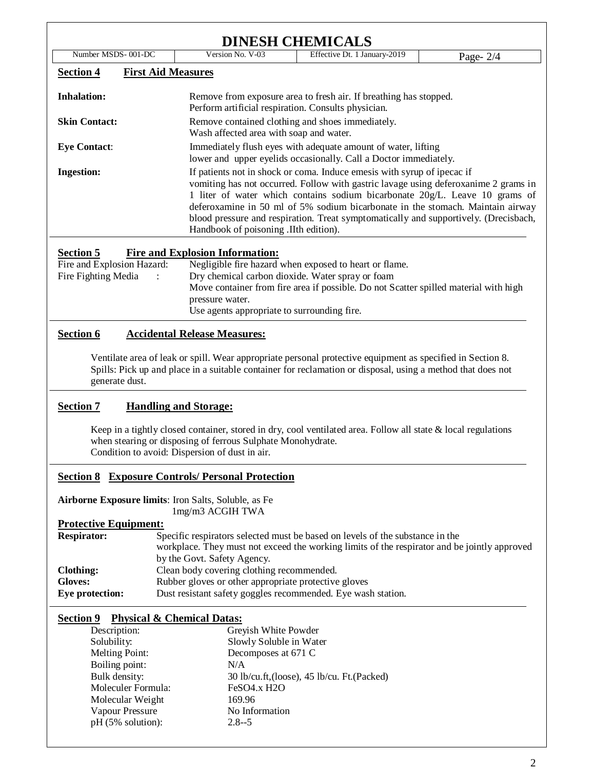# DINESH CHEMICALS

| Number MSDS- 001-DC | Version No. V-03 | Effective Dt. 1 January-2019 | Page- 2/4 |
|---|---|---|---|

## Section 4 First Aid Measures

**Inhalation:** Remove from exposure area to fresh air. If breathing has stopped. Perform artificial respiration. Consults physician.

**Skin Contact:** Remove contained clothing and shoes immediately. Wash affected area with soap and water.

**Eye Contact**: Immediately flush eyes with adequate amount of water, lifting lower and upper eyelids occasionally. Call a Doctor immediately.

**Ingestion:** If patients not in shock or coma. Induce emesis with syrup of ipecac if vomiting has not occurred. Follow with gastric lavage using deferoxanime 2 grams in 1 liter of water which contains sodium bicarbonate 20g/L. Leave 10 grams of deferoxamine in 50 ml of 5% sodium bicarbonate in the stomach. Maintain airway blood pressure and respiration. Treat symptomatically and supportively. (Drecisbach, Handbook of poisoning .IIth edition).

## Section 5 Fire and Explosion Information:

Fire and Explosion Hazard: Negligible fire hazard when exposed to heart or flame.

Fire Fighting Media : Dry chemical carbon dioxide. Water spray or foam
Move container from fire area if possible. Do not Scatter spilled material with high pressure water.
Use agents appropriate to surrounding fire.

## Section 6 Accidental Release Measures:

Ventilate area of leak or spill. Wear appropriate personal protective equipment as specified in Section 8. Spills: Pick up and place in a suitable container for reclamation or disposal, using a method that does not generate dust.

## Section 7 Handling and Storage:

Keep in a tightly closed container, stored in dry, cool ventilated area. Follow all state & local regulations when stearing or disposing of ferrous Sulphate Monohydrate.
Condition to avoid: Dispersion of dust in air.

## Section 8 Exposure Controls/ Personal Protection

**Airborne Exposure limits**: Iron Salts, Soluble, as Fe
1mg/m3 ACGIH TWA

**Protective Equipment:**

**Respirator:** Specific respirators selected must be based on levels of the substance in the workplace. They must not exceed the working limits of the respirator and be jointly approved by the Govt. Safety Agency.

**Clothing:** Clean body covering clothing recommended.

**Gloves:** Rubber gloves or other appropriate protective gloves

**Eye protection:** Dust resistant safety goggles recommended. Eye wash station.

## Section 9 Physical & Chemical Datas:

| | |
|---|---|
| Description: | Greyish White Powder |
| Solubility: | Slowly Soluble in Water |
| Melting Point: | Decomposes at 671 C |
| Boiling point: | N/A |
| Bulk density: | 30 lb/cu.ft,(loose), 45 lb/cu. Ft.(Packed) |
| Moleculer Formula: | $FeSO_4.x\ H_2O$ |
| Molecular Weight | 169.96 |
| Vapour Pressure | No Information |
| pH (5% solution): | 2.8--5 |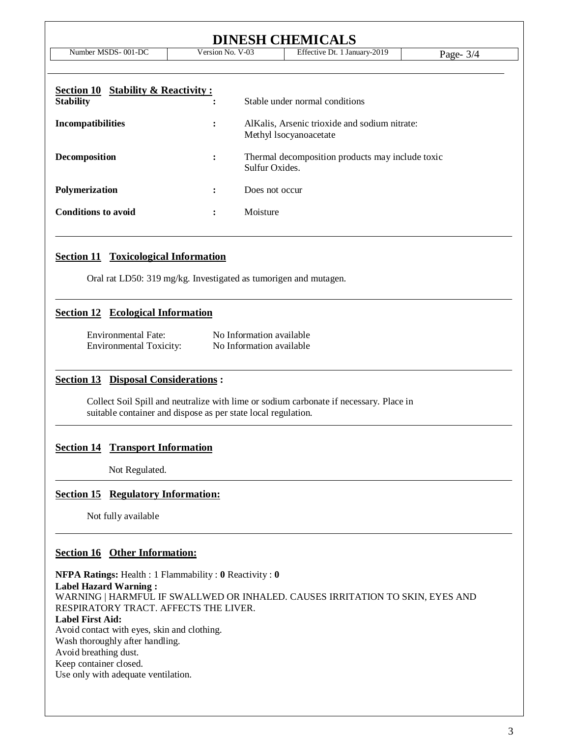# DINESH CHEMICALS

| Number MSDS- 001-DC | Version No. V-03 | Effective Dt. 1 January-2019 | Page- 3/4 |
|---|---|---|---|

## Section 10 Stability & Reactivity :

| | | |
|---|---|---|
| **Stability** | : | Stable under normal conditions |
| **Incompatibilities** | : | AlKalis, Arsenic trioxide and sodium nitrate: Methyl lsocyanoacetate |
| **Decomposition** | : | Thermal decomposition products may include toxic Sulfur Oxides. |
| **Polymerization** | : | Does not occur |
| **Conditions to avoid** | : | Moisture |

## Section 11 Toxicological Information

Oral rat LD50: 319 mg/kg. Investigated as tumorigen and mutagen.

## Section 12 Ecological Information

Environmental Fate: No Information available
Environmental Toxicity: No Information available

## Section 13 Disposal Considerations :

Collect Soil Spill and neutralize with lime or sodium carbonate if necessary. Place in suitable container and dispose as per state local regulation.

## Section 14 Transport Information

Not Regulated.

## Section 15 Regulatory Information:

Not fully available

## Section 16 Other Information:

**NFPA Ratings:** Health : 1 Flammability : **0** Reactivity : **0**

**Label Hazard Warning :**
WARNING | HARMFUL IF SWALLWED OR INHALED. CAUSES IRRITATION TO SKIN, EYES AND RESPIRATORY TRACT. AFFECTS THE LIVER.

**Label First Aid:**
Avoid contact with eyes, skin and clothing.
Wash thoroughly after handling.
Avoid breathing dust.
Keep container closed.
Use only with adequate ventilation.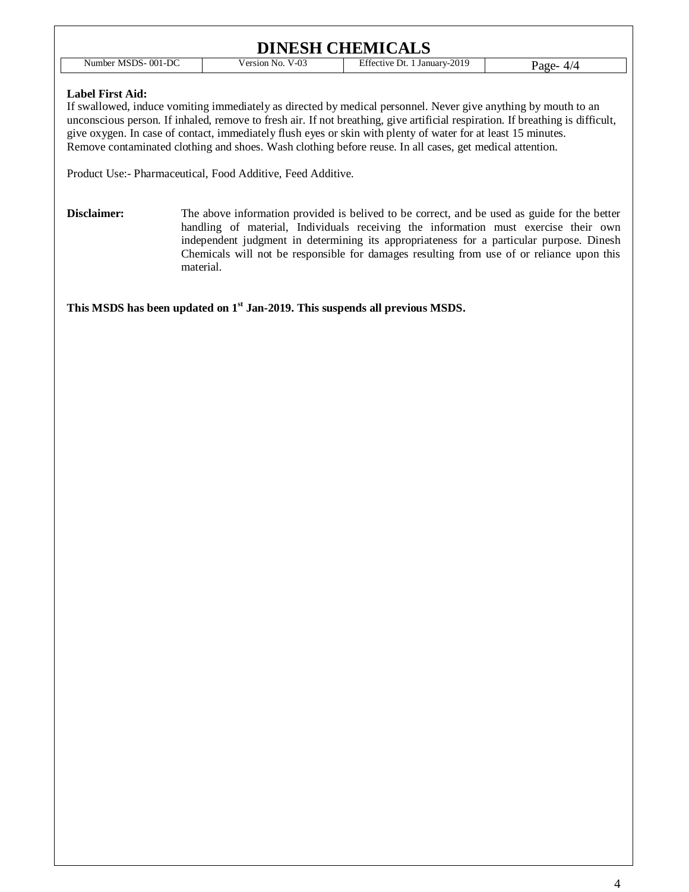**Label First Aid:**
If swallowed, induce vomiting immediately as directed by medical personnel. Never give anything by mouth to an unconscious person. If inhaled, remove to fresh air. If not breathing, give artificial respiration. If breathing is difficult, give oxygen. In case of contact, immediately flush eyes or skin with plenty of water for at least 15 minutes. Remove contaminated clothing and shoes. Wash clothing before reuse. In all cases, get medical attention.

Product Use:- Pharmaceutical, Food Additive, Feed Additive.

**Disclaimer:** The above information provided is belived to be correct, and be used as guide for the better handling of material, Individuals receiving the information must exercise their own independent judgment in determining its appropriateness for a particular purpose. Dinesh Chemicals will not be responsible for damages resulting from use of or reliance upon this material.

**This MSDS has been updated on 1st Jan-2019. This suspends all previous MSDS.**